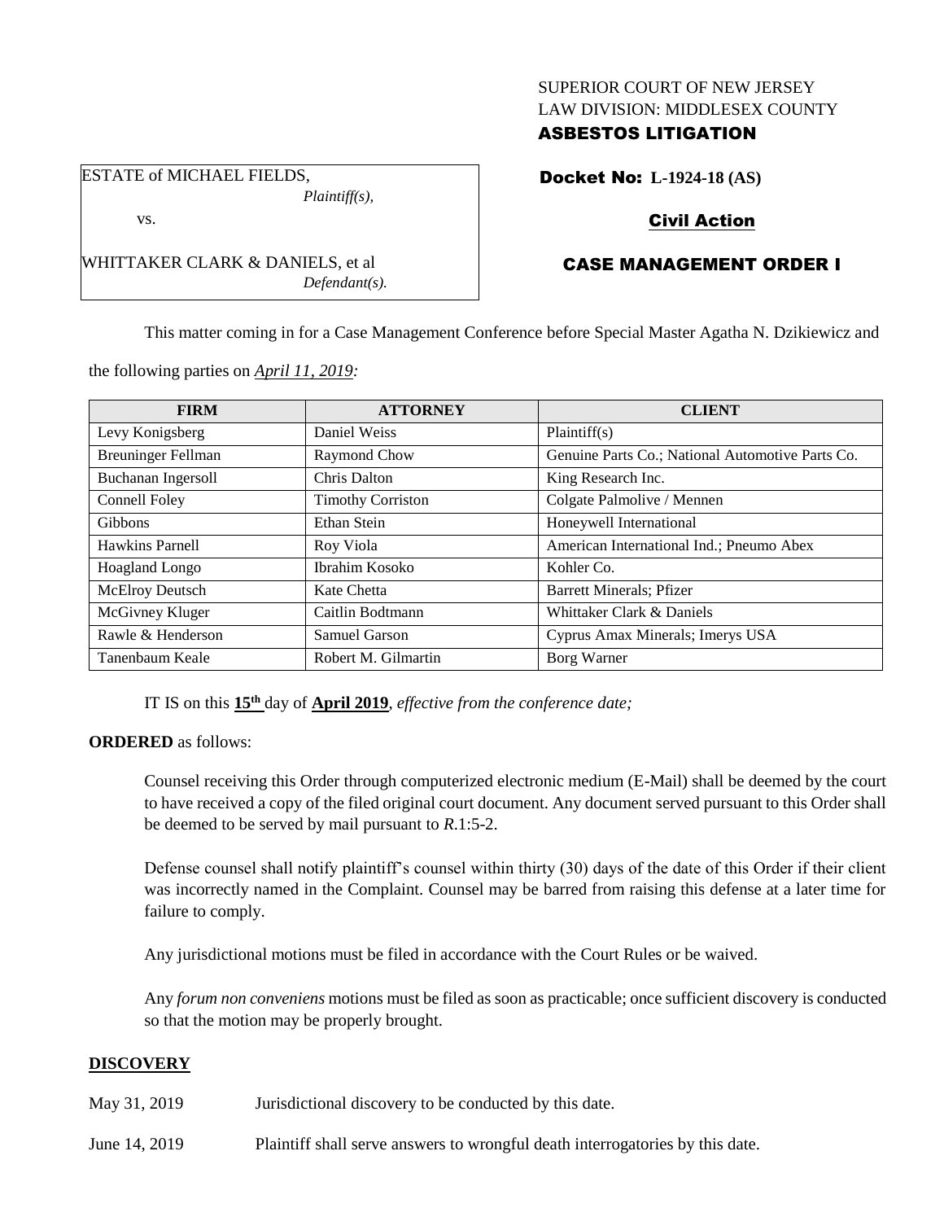SUPERIOR COURT OF NEW JERSEY
LAW DIVISION: MIDDLESEX COUNTY

**ASBESTOS LITIGATION**

ESTATE of MICHAEL FIELDS,
*Plaintiff(s),*

vs.

WHITTAKER CLARK & DANIELS, et al
*Defendant(s).*

**Docket No: L-1924-18 (AS)**

**Civil Action**

**CASE MANAGEMENT ORDER I**

This matter coming in for a Case Management Conference before Special Master Agatha N. Dzikiewicz and the following parties on *April 11, 2019:*

| FIRM | ATTORNEY | CLIENT |
|---|---|---|
| Levy Konigsberg | Daniel Weiss | Plaintiff(s) |
| Breuninger Fellman | Raymond Chow | Genuine Parts Co.; National Automotive Parts Co. |
| Buchanan Ingersoll | Chris Dalton | King Research Inc. |
| Connell Foley | Timothy Corriston | Colgate Palmolive / Mennen |
| Gibbons | Ethan Stein | Honeywell International |
| Hawkins Parnell | Roy Viola | American International Ind.; Pneumo Abex |
| Hoagland Longo | Ibrahim Kosoko | Kohler Co. |
| McElroy Deutsch | Kate Chetta | Barrett Minerals; Pfizer |
| McGivney Kluger | Caitlin Bodtmann | Whittaker Clark & Daniels |
| Rawle & Henderson | Samuel Garson | Cyprus Amax Minerals; Imerys USA |
| Tanenbaum Keale | Robert M. Gilmartin | Borg Warner |

IT IS on this **15th** day of **April 2019**, *effective from the conference date;*

**ORDERED** as follows:

Counsel receiving this Order through computerized electronic medium (E-Mail) shall be deemed by the court to have received a copy of the filed original court document. Any document served pursuant to this Order shall be deemed to be served by mail pursuant to *R*.1:5-2.

Defense counsel shall notify plaintiff's counsel within thirty (30) days of the date of this Order if their client was incorrectly named in the Complaint. Counsel may be barred from raising this defense at a later time for failure to comply.

Any jurisdictional motions must be filed in accordance with the Court Rules or be waived.

Any *forum non conveniens* motions must be filed as soon as practicable; once sufficient discovery is conducted so that the motion may be properly brought.

## DISCOVERY

May 31, 2019 Jurisdictional discovery to be conducted by this date.

June 14, 2019 Plaintiff shall serve answers to wrongful death interrogatories by this date.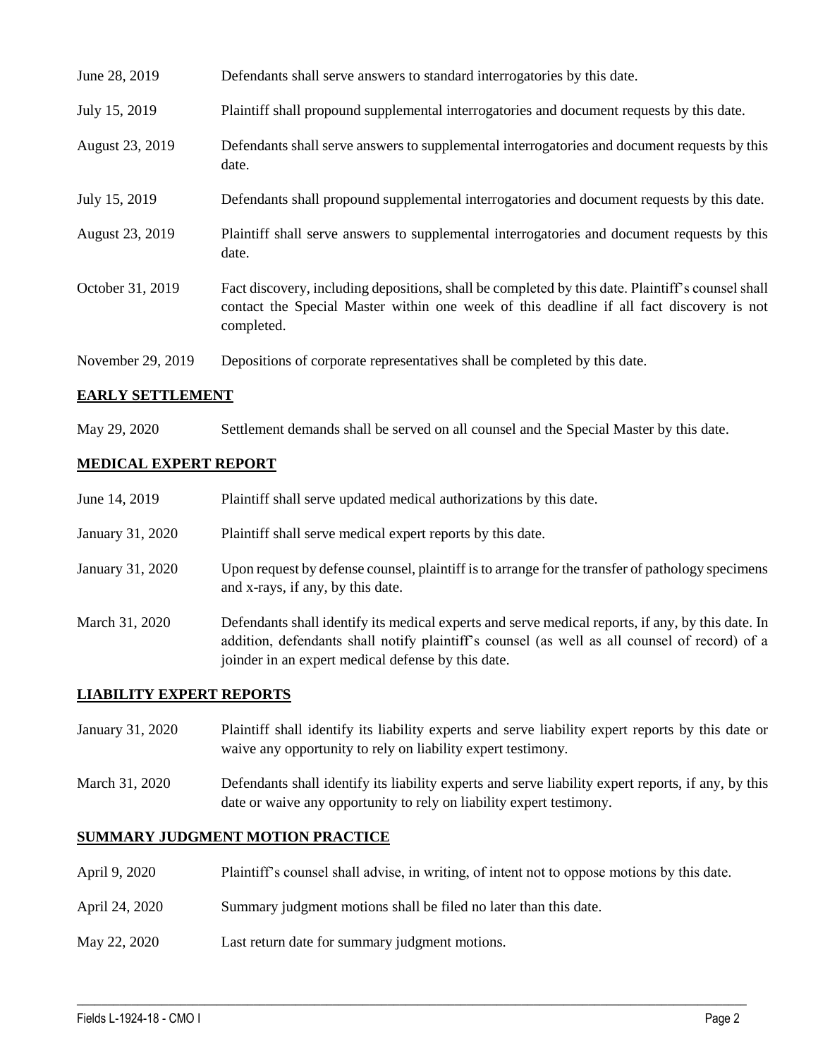| | |
|---|---|
| June 28, 2019 | Defendants shall serve answers to standard interrogatories by this date. |
| July 15, 2019 | Plaintiff shall propound supplemental interrogatories and document requests by this date. |
| August 23, 2019 | Defendants shall serve answers to supplemental interrogatories and document requests by this date. |
| July 15, 2019 | Defendants shall propound supplemental interrogatories and document requests by this date. |
| August 23, 2019 | Plaintiff shall serve answers to supplemental interrogatories and document requests by this date. |
| October 31, 2019 | Fact discovery, including depositions, shall be completed by this date. Plaintiff's counsel shall contact the Special Master within one week of this deadline if all fact discovery is not completed. |
| November 29, 2019 | Depositions of corporate representatives shall be completed by this date. |

## EARLY SETTLEMENT

| | |
|---|---|
| May 29, 2020 | Settlement demands shall be served on all counsel and the Special Master by this date. |

## MEDICAL EXPERT REPORT

| | |
|---|---|
| June 14, 2019 | Plaintiff shall serve updated medical authorizations by this date. |
| January 31, 2020 | Plaintiff shall serve medical expert reports by this date. |
| January 31, 2020 | Upon request by defense counsel, plaintiff is to arrange for the transfer of pathology specimens and x-rays, if any, by this date. |
| March 31, 2020 | Defendants shall identify its medical experts and serve medical reports, if any, by this date. In addition, defendants shall notify plaintiff's counsel (as well as all counsel of record) of a joinder in an expert medical defense by this date. |

## LIABILITY EXPERT REPORTS

| | |
|---|---|
| January 31, 2020 | Plaintiff shall identify its liability experts and serve liability expert reports by this date or waive any opportunity to rely on liability expert testimony. |
| March 31, 2020 | Defendants shall identify its liability experts and serve liability expert reports, if any, by this date or waive any opportunity to rely on liability expert testimony. |

## SUMMARY JUDGMENT MOTION PRACTICE

| | |
|---|---|
| April 9, 2020 | Plaintiff's counsel shall advise, in writing, of intent not to oppose motions by this date. |
| April 24, 2020 | Summary judgment motions shall be filed no later than this date. |
| May 22, 2020 | Last return date for summary judgment motions. |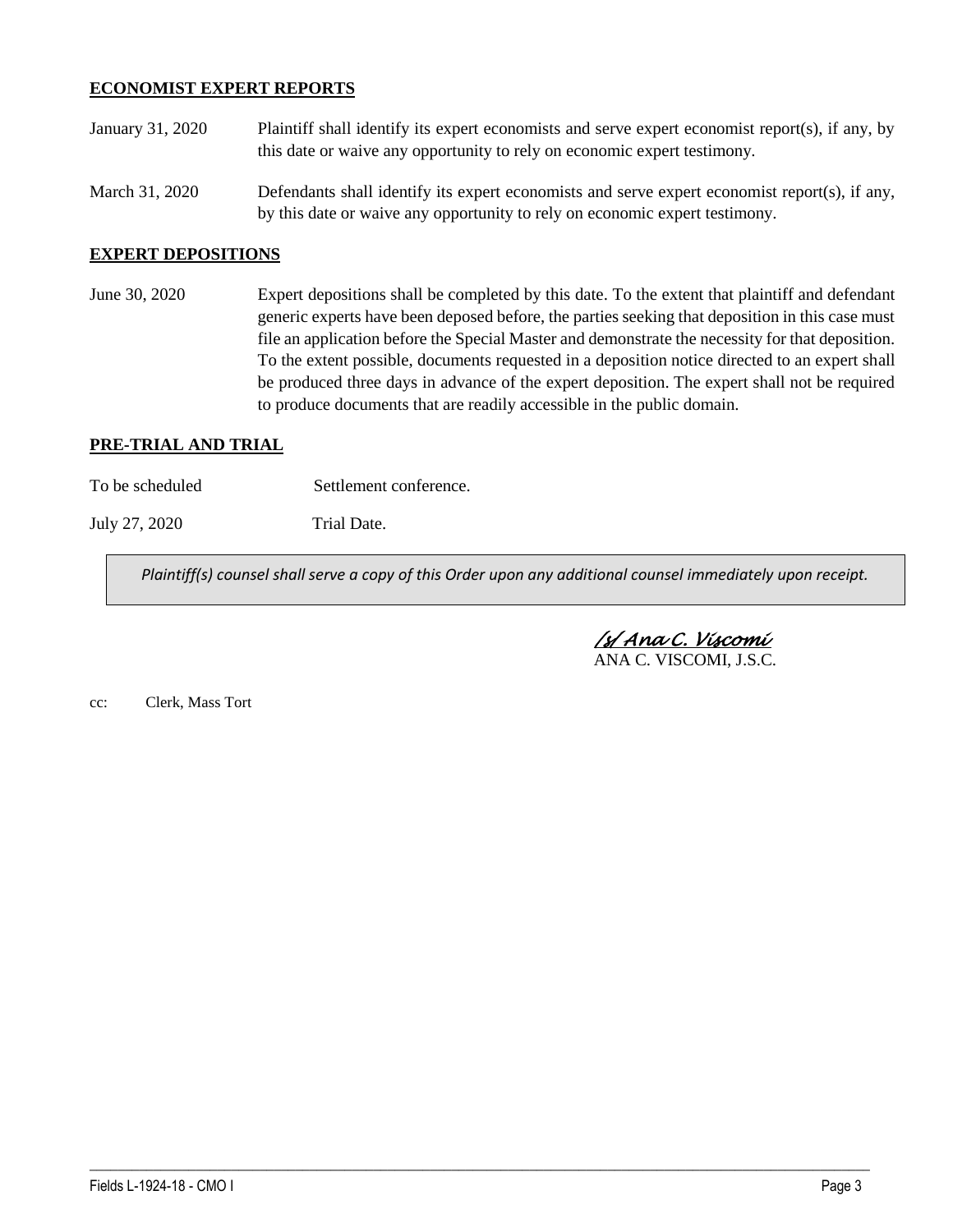**ECONOMIST EXPERT REPORTS**

| | |
|---|---|
| January 31, 2020 | Plaintiff shall identify its expert economists and serve expert economist report(s), if any, by this date or waive any opportunity to rely on economic expert testimony. |
| March 31, 2020 | Defendants shall identify its expert economists and serve expert economist report(s), if any, by this date or waive any opportunity to rely on economic expert testimony. |

**EXPERT DEPOSITIONS**

| | |
|---|---|
| June 30, 2020 | Expert depositions shall be completed by this date. To the extent that plaintiff and defendant generic experts have been deposed before, the parties seeking that deposition in this case must file an application before the Special Master and demonstrate the necessity for that deposition. To the extent possible, documents requested in a deposition notice directed to an expert shall be produced three days in advance of the expert deposition. The expert shall not be required to produce documents that are readily accessible in the public domain. |

**PRE-TRIAL AND TRIAL**

| | |
|---|---|
| To be scheduled | Settlement conference. |
| July 27, 2020 | Trial Date. |

*Plaintiff(s) counsel shall serve a copy of this Order upon any additional counsel immediately upon receipt.*

*/s/ Ana C. Viscomi*
ANA C. VISCOMI, J.S.C.

cc: Clerk, Mass Tort